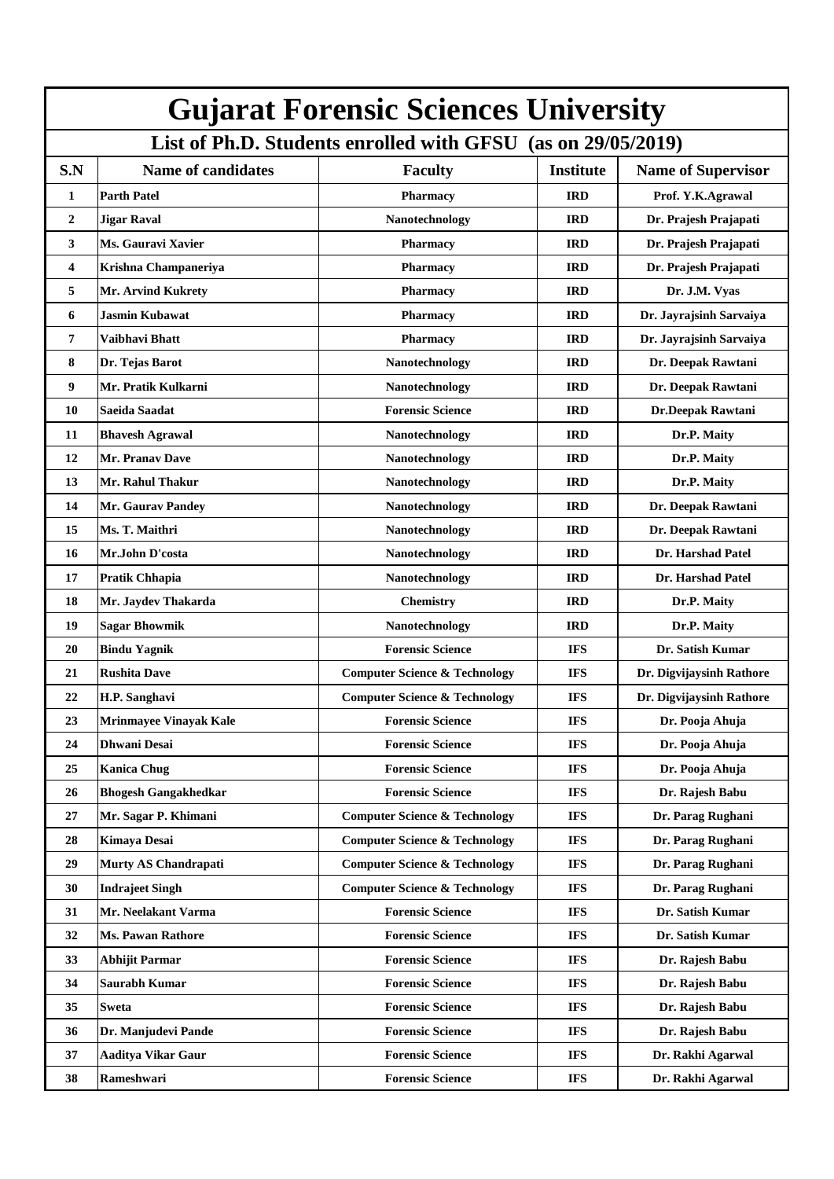# Gujarat Forensic Sciences University

## List of Ph.D. Students enrolled with GFSU (as on 29/05/2019)

| S.N | Name of candidates | Faculty | Institute | Name of Supervisor |
|---|---|---|---|---|
| 1 | Parth Patel | Pharmacy | IRD | Prof. Y.K.Agrawal |
| 2 | Jigar Raval | Nanotechnology | IRD | Dr. Prajesh Prajapati |
| 3 | Ms. Gauravi Xavier | Pharmacy | IRD | Dr. Prajesh Prajapati |
| 4 | Krishna Champaneriya | Pharmacy | IRD | Dr. Prajesh Prajapati |
| 5 | Mr. Arvind Kukrety | Pharmacy | IRD | Dr. J.M. Vyas |
| 6 | Jasmin Kubawat | Pharmacy | IRD | Dr. Jayrajsinh Sarvaiya |
| 7 | Vaibhavi Bhatt | Pharmacy | IRD | Dr. Jayrajsinh Sarvaiya |
| 8 | Dr. Tejas Barot | Nanotechnology | IRD | Dr. Deepak Rawtani |
| 9 | Mr. Pratik Kulkarni | Nanotechnology | IRD | Dr. Deepak Rawtani |
| 10 | Saeida Saadat | Forensic Science | IRD | Dr.Deepak Rawtani |
| 11 | Bhavesh Agrawal | Nanotechnology | IRD | Dr.P. Maity |
| 12 | Mr. Pranav Dave | Nanotechnology | IRD | Dr.P. Maity |
| 13 | Mr. Rahul Thakur | Nanotechnology | IRD | Dr.P. Maity |
| 14 | Mr. Gaurav Pandey | Nanotechnology | IRD | Dr. Deepak Rawtani |
| 15 | Ms. T. Maithri | Nanotechnology | IRD | Dr. Deepak Rawtani |
| 16 | Mr.John D'costa | Nanotechnology | IRD | Dr. Harshad Patel |
| 17 | Pratik Chhapia | Nanotechnology | IRD | Dr. Harshad Patel |
| 18 | Mr. Jaydev Thakarda | Chemistry | IRD | Dr.P. Maity |
| 19 | Sagar Bhowmik | Nanotechnology | IRD | Dr.P. Maity |
| 20 | Bindu Yagnik | Forensic Science | IFS | Dr. Satish Kumar |
| 21 | Rushita Dave | Computer Science & Technology | IFS | Dr. Digvijaysinh Rathore |
| 22 | H.P. Sanghavi | Computer Science & Technology | IFS | Dr. Digvijaysinh Rathore |
| 23 | Mrinmayee Vinayak Kale | Forensic Science | IFS | Dr. Pooja Ahuja |
| 24 | Dhwani Desai | Forensic Science | IFS | Dr. Pooja Ahuja |
| 25 | Kanica Chug | Forensic Science | IFS | Dr. Pooja Ahuja |
| 26 | Bhogesh Gangakhedkar | Forensic Science | IFS | Dr. Rajesh Babu |
| 27 | Mr. Sagar P. Khimani | Computer Science & Technology | IFS | Dr. Parag Rughani |
| 28 | Kimaya Desai | Computer Science & Technology | IFS | Dr. Parag Rughani |
| 29 | Murty AS Chandrapati | Computer Science & Technology | IFS | Dr. Parag Rughani |
| 30 | Indrajeet Singh | Computer Science & Technology | IFS | Dr. Parag Rughani |
| 31 | Mr. Neelakant Varma | Forensic Science | IFS | Dr. Satish Kumar |
| 32 | Ms. Pawan Rathore | Forensic Science | IFS | Dr. Satish Kumar |
| 33 | Abhijit Parmar | Forensic Science | IFS | Dr. Rajesh Babu |
| 34 | Saurabh Kumar | Forensic Science | IFS | Dr. Rajesh Babu |
| 35 | Sweta | Forensic Science | IFS | Dr. Rajesh Babu |
| 36 | Dr. Manjudevi Pande | Forensic Science | IFS | Dr. Rajesh Babu |
| 37 | Aaditya Vikar Gaur | Forensic Science | IFS | Dr. Rakhi Agarwal |
| 38 | Rameshwari | Forensic Science | IFS | Dr. Rakhi Agarwal |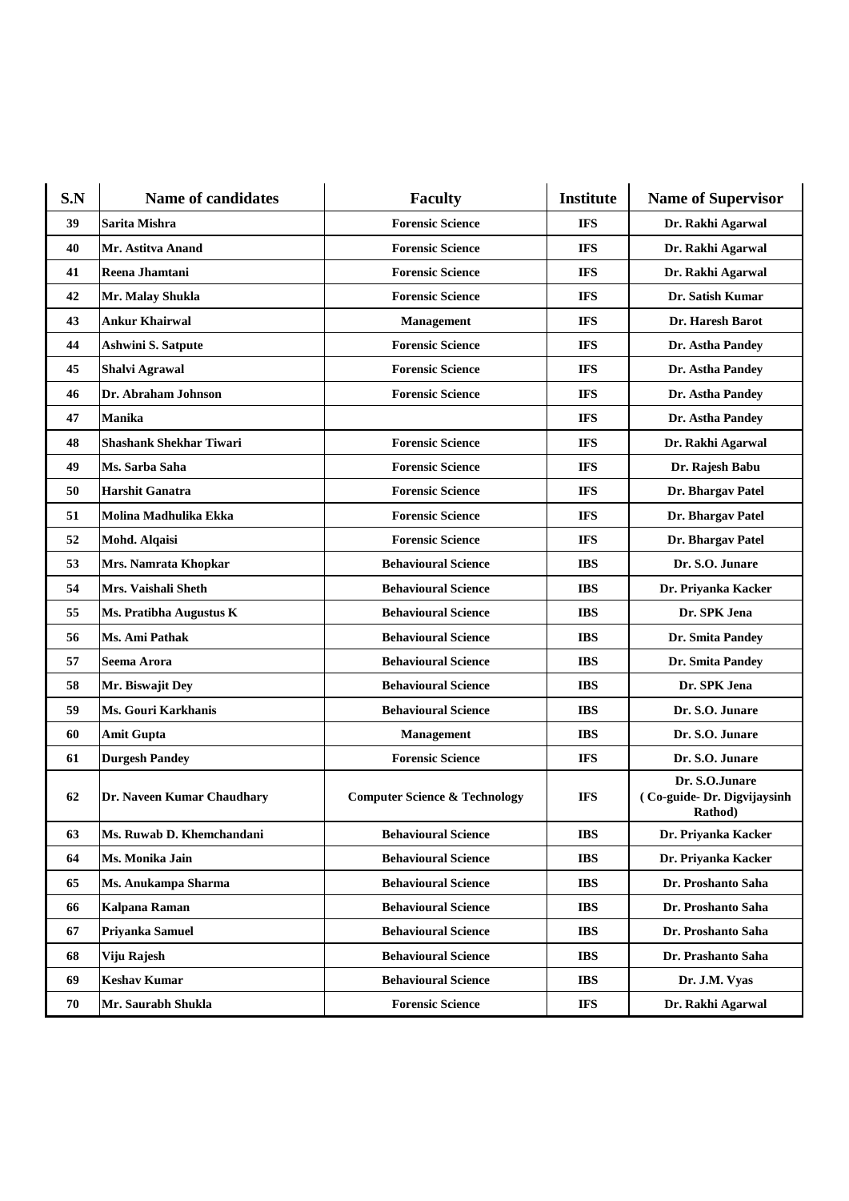| S.N | Name of candidates | Faculty | Institute | Name of Supervisor |
|---|---|---|---|---|
| 39 | Sarita Mishra | Forensic Science | IFS | Dr. Rakhi Agarwal |
| 40 | Mr. Astitva Anand | Forensic Science | IFS | Dr. Rakhi Agarwal |
| 41 | Reena Jhamtani | Forensic Science | IFS | Dr. Rakhi Agarwal |
| 42 | Mr. Malay Shukla | Forensic Science | IFS | Dr. Satish Kumar |
| 43 | Ankur Khairwal | Management | IFS | Dr. Haresh Barot |
| 44 | Ashwini S. Satpute | Forensic Science | IFS | Dr. Astha Pandey |
| 45 | Shalvi Agrawal | Forensic Science | IFS | Dr. Astha Pandey |
| 46 | Dr. Abraham Johnson | Forensic Science | IFS | Dr. Astha Pandey |
| 47 | Manika | | IFS | Dr. Astha Pandey |
| 48 | Shashank Shekhar Tiwari | Forensic Science | IFS | Dr. Rakhi Agarwal |
| 49 | Ms. Sarba Saha | Forensic Science | IFS | Dr. Rajesh Babu |
| 50 | Harshit Ganatra | Forensic Science | IFS | Dr. Bhargav Patel |
| 51 | Molina Madhulika Ekka | Forensic Science | IFS | Dr. Bhargav Patel |
| 52 | Mohd. Alqaisi | Forensic Science | IFS | Dr. Bhargav Patel |
| 53 | Mrs. Namrata Khopkar | Behavioural Science | IBS | Dr. S.O. Junare |
| 54 | Mrs. Vaishali Sheth | Behavioural Science | IBS | Dr. Priyanka Kacker |
| 55 | Ms. Pratibha Augustus K | Behavioural Science | IBS | Dr. SPK Jena |
| 56 | Ms. Ami Pathak | Behavioural Science | IBS | Dr. Smita Pandey |
| 57 | Seema Arora | Behavioural Science | IBS | Dr. Smita Pandey |
| 58 | Mr. Biswajit Dey | Behavioural Science | IBS | Dr. SPK Jena |
| 59 | Ms. Gouri Karkhanis | Behavioural Science | IBS | Dr. S.O. Junare |
| 60 | Amit Gupta | Management | IBS | Dr. S.O. Junare |
| 61 | Durgesh Pandey | Forensic Science | IFS | Dr. S.O. Junare |
| 62 | Dr. Naveen Kumar Chaudhary | Computer Science & Technology | IFS | Dr. S.O.Junare ( Co-guide- Dr. Digvijaysinh Rathod) |
| 63 | Ms. Ruwab D. Khemchandani | Behavioural Science | IBS | Dr. Priyanka Kacker |
| 64 | Ms. Monika Jain | Behavioural Science | IBS | Dr. Priyanka Kacker |
| 65 | Ms. Anukampa Sharma | Behavioural Science | IBS | Dr. Proshanto Saha |
| 66 | Kalpana Raman | Behavioural Science | IBS | Dr. Proshanto Saha |
| 67 | Priyanka Samuel | Behavioural Science | IBS | Dr. Proshanto Saha |
| 68 | Viju Rajesh | Behavioural Science | IBS | Dr. Prashanto Saha |
| 69 | Keshav Kumar | Behavioural Science | IBS | Dr. J.M. Vyas |
| 70 | Mr. Saurabh Shukla | Forensic Science | IFS | Dr. Rakhi Agarwal |